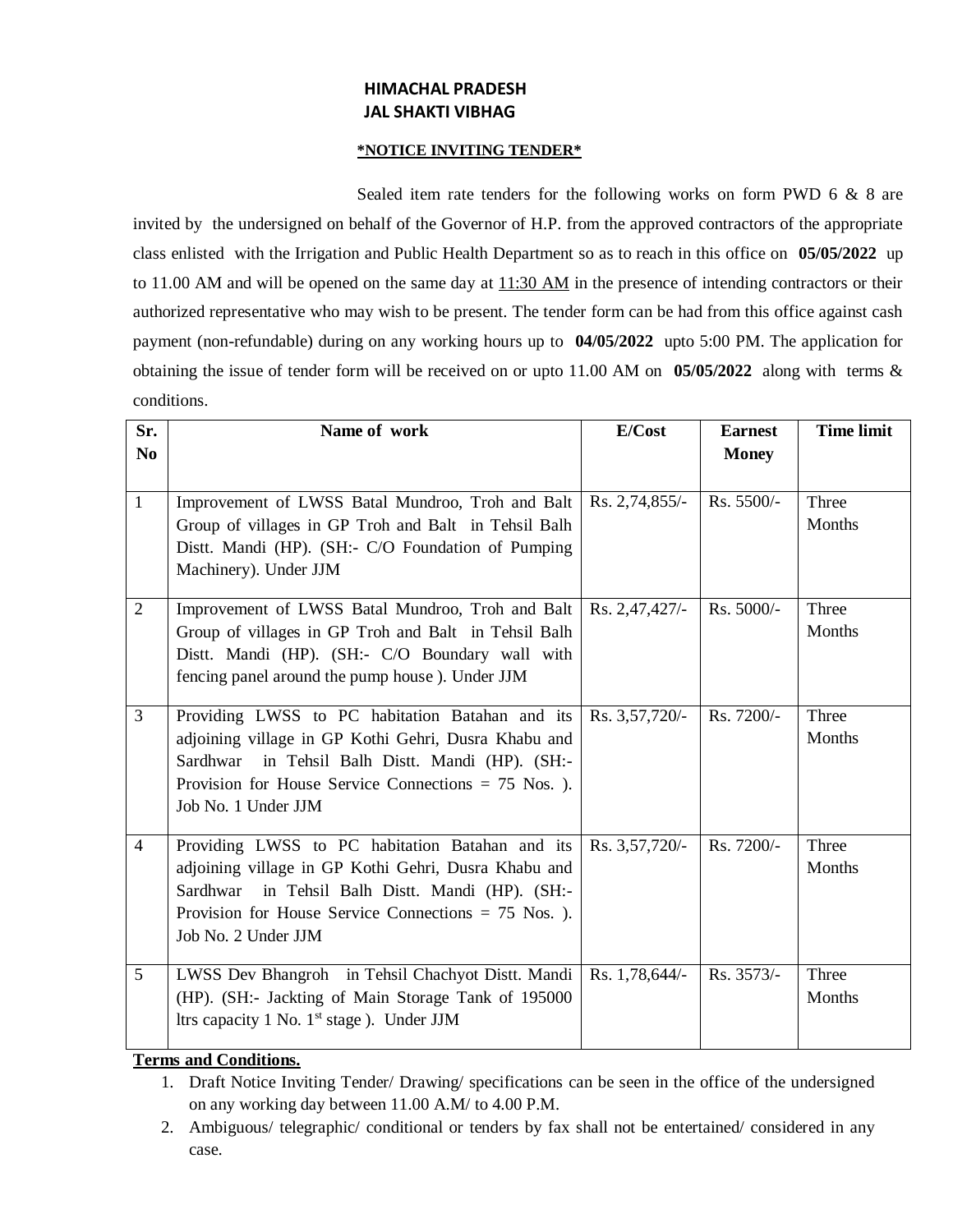# HIMACHAL PRADESH
# JAL SHAKTI VIBHAG

**\*NOTICE INVITING TENDER\***

Sealed item rate tenders for the following works on form PWD 6 & 8 are invited by the undersigned on behalf of the Governor of H.P. from the approved contractors of the appropriate class enlisted with the Irrigation and Public Health Department so as to reach in this office on **05/05/2022** up to 11.00 AM and will be opened on the same day at 11:30 AM in the presence of intending contractors or their authorized representative who may wish to be present. The tender form can be had from this office against cash payment (non-refundable) during on any working hours up to **04/05/2022** upto 5:00 PM. The application for obtaining the issue of tender form will be received on or upto 11.00 AM on **05/05/2022** along with terms & conditions.

| Sr. No | Name of work | E/Cost | Earnest Money | Time limit |
|---|---|---|---|---|
| 1 | Improvement of LWSS Batal Mundroo, Troh and Balt Group of villages in GP Troh and Balt in Tehsil Balh Distt. Mandi (HP). (SH:- C/O Foundation of Pumping Machinery). Under JJM | Rs. 2,74,855/- | Rs. 5500/- | Three Months |
| 2 | Improvement of LWSS Batal Mundroo, Troh and Balt Group of villages in GP Troh and Balt in Tehsil Balh Distt. Mandi (HP). (SH:- C/O Boundary wall with fencing panel around the pump house ). Under JJM | Rs. 2,47,427/- | Rs. 5000/- | Three Months |
| 3 | Providing LWSS to PC habitation Batahan and its adjoining village in GP Kothi Gehri, Dusra Khabu and Sardhwar in Tehsil Balh Distt. Mandi (HP). (SH:- Provision for House Service Connections = 75 Nos. ). Job No. 1 Under JJM | Rs. 3,57,720/- | Rs. 7200/- | Three Months |
| 4 | Providing LWSS to PC habitation Batahan and its adjoining village in GP Kothi Gehri, Dusra Khabu and Sardhwar in Tehsil Balh Distt. Mandi (HP). (SH:- Provision for House Service Connections = 75 Nos. ). Job No. 2 Under JJM | Rs. 3,57,720/- | Rs. 7200/- | Three Months |
| 5 | LWSS Dev Bhangroh in Tehsil Chachyot Distt. Mandi (HP). (SH:- Jackting of Main Storage Tank of 195000 ltrs capacity 1 No. 1st stage ). Under JJM | Rs. 1,78,644/- | Rs. 3573/- | Three Months |

**Terms and Conditions.**

1. Draft Notice Inviting Tender/ Drawing/ specifications can be seen in the office of the undersigned on any working day between 11.00 A.M/ to 4.00 P.M.
2. Ambiguous/ telegraphic/ conditional or tenders by fax shall not be entertained/ considered in any case.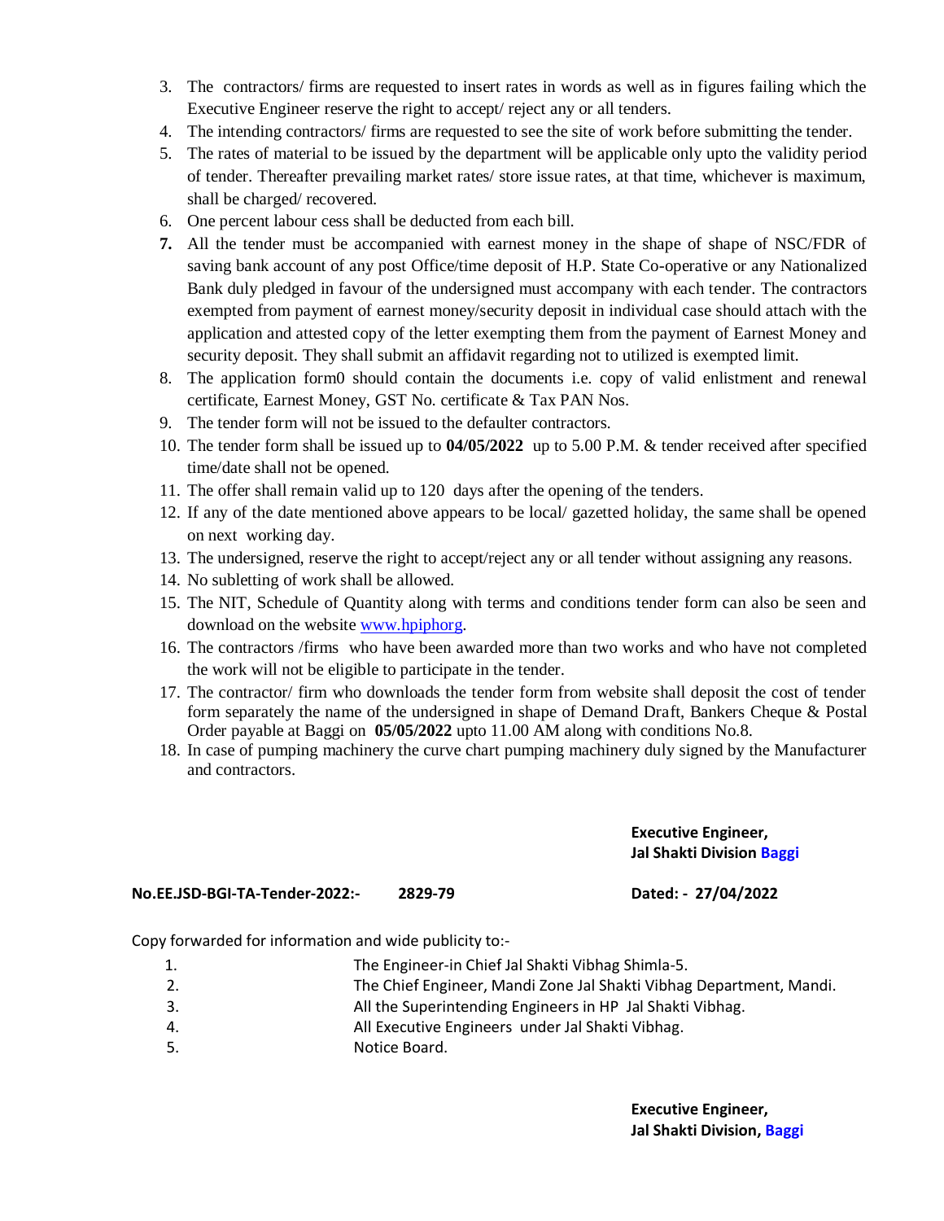3. The contractors/ firms are requested to insert rates in words as well as in figures failing which the Executive Engineer reserve the right to accept/ reject any or all tenders.
4. The intending contractors/ firms are requested to see the site of work before submitting the tender.
5. The rates of material to be issued by the department will be applicable only upto the validity period of tender. Thereafter prevailing market rates/ store issue rates, at that time, whichever is maximum, shall be charged/ recovered.
6. One percent labour cess shall be deducted from each bill.
7. All the tender must be accompanied with earnest money in the shape of shape of NSC/FDR of saving bank account of any post Office/time deposit of H.P. State Co-operative or any Nationalized Bank duly pledged in favour of the undersigned must accompany with each tender. The contractors exempted from payment of earnest money/security deposit in individual case should attach with the application and attested copy of the letter exempting them from the payment of Earnest Money and security deposit. They shall submit an affidavit regarding not to utilized is exempted limit.
8. The application form0 should contain the documents i.e. copy of valid enlistment and renewal certificate, Earnest Money, GST No. certificate & Tax PAN Nos.
9. The tender form will not be issued to the defaulter contractors.
10. The tender form shall be issued up to **04/05/2022** up to 5.00 P.M. & tender received after specified time/date shall not be opened.
11. The offer shall remain valid up to 120 days after the opening of the tenders.
12. If any of the date mentioned above appears to be local/ gazetted holiday, the same shall be opened on next working day.
13. The undersigned, reserve the right to accept/reject any or all tender without assigning any reasons.
14. No subletting of work shall be allowed.
15. The NIT, Schedule of Quantity along with terms and conditions tender form can also be seen and download on the website www.hpiphorg.
16. The contractors /firms who have been awarded more than two works and who have not completed the work will not be eligible to participate in the tender.
17. The contractor/ firm who downloads the tender form from website shall deposit the cost of tender form separately the name of the undersigned in shape of Demand Draft, Bankers Cheque & Postal Order payable at Baggi on **05/05/2022** upto 11.00 AM along with conditions No.8.
18. In case of pumping machinery the curve chart pumping machinery duly signed by the Manufacturer and contractors.

**Executive Engineer,**
**Jal Shakti Division Baggi**

**No.EE.JSD-BGI-TA-Tender-2022:- 2829-79** **Dated: - 27/04/2022**

Copy forwarded for information and wide publicity to:-

1. The Engineer-in Chief Jal Shakti Vibhag Shimla-5.
2. The Chief Engineer, Mandi Zone Jal Shakti Vibhag Department, Mandi.
3. All the Superintending Engineers in HP Jal Shakti Vibhag.
4. All Executive Engineers under Jal Shakti Vibhag.
5. Notice Board.

**Executive Engineer,**
**Jal Shakti Division, Baggi**